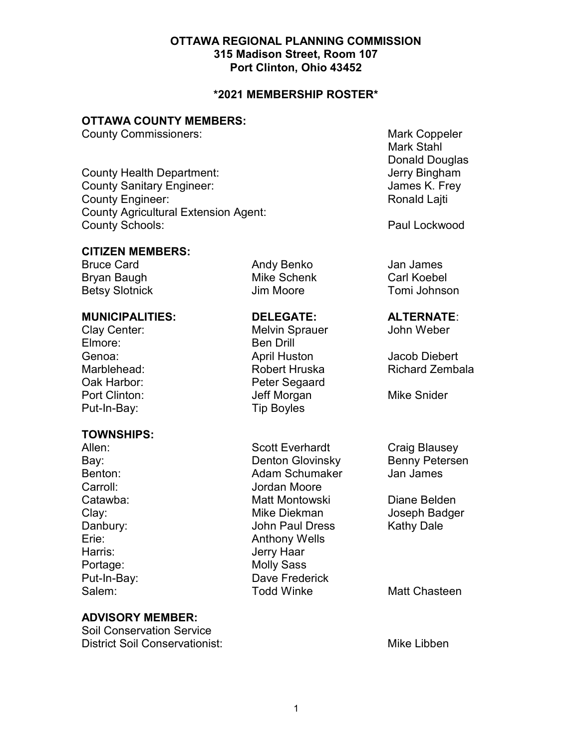# OTTAWA REGIONAL PLANNING COMMISSION

**315 Madison Street, Room 107**
**Port Clinton, Ohio 43452**

## *2021 MEMBERSHIP ROSTER*

### OTTAWA COUNTY MEMBERS:

| | |
|---|---|
| County Commissioners: | Mark Coppeler<br>Mark Stahl<br>Donald Douglas |
| County Health Department: | Jerry Bingham |
| County Sanitary Engineer: | James K. Frey |
| County Engineer: | Ronald Lajti |
| County Agricultural Extension Agent: | |
| County Schools: | Paul Lockwood |

### CITIZEN MEMBERS:

| | | |
|---|---|---|
| Bruce Card | Andy Benko | Jan James |
| Bryan Baugh | Mike Schenk | Carl Koebel |
| Betsy Slotnick | Jim Moore | Tomi Johnson |

| MUNICIPALITIES: | DELEGATE: | ALTERNATE: |
|---|---|---|
| Clay Center: | Melvin Sprauer | John Weber |
| Elmore: | Ben Drill | |
| Genoa: | April Huston | Jacob Diebert |
| Marblehead: | Robert Hruska | Richard Zembala |
| Oak Harbor: | Peter Segaard | |
| Port Clinton: | Jeff Morgan | Mike Snider |
| Put-In-Bay: | Tip Boyles | |

### TOWNSHIPS:

| | | |
|---|---|---|
| Allen: | Scott Everhardt | Craig Blausey |
| Bay: | Denton Glovinsky | Benny Petersen |
| Benton: | Adam Schumaker | Jan James |
| Carroll: | Jordan Moore | |
| Catawba: | Matt Montowski | Diane Belden |
| Clay: | Mike Diekman | Joseph Badger |
| Danbury: | John Paul Dress | Kathy Dale |
| Erie: | Anthony Wells | |
| Harris: | Jerry Haar | |
| Portage: | Molly Sass | |
| Put-In-Bay: | Dave Frederick | |
| Salem: | Todd Winke | Matt Chasteen |

### ADVISORY MEMBER:

Soil Conservation Service
District Soil Conservationist: Mike Libben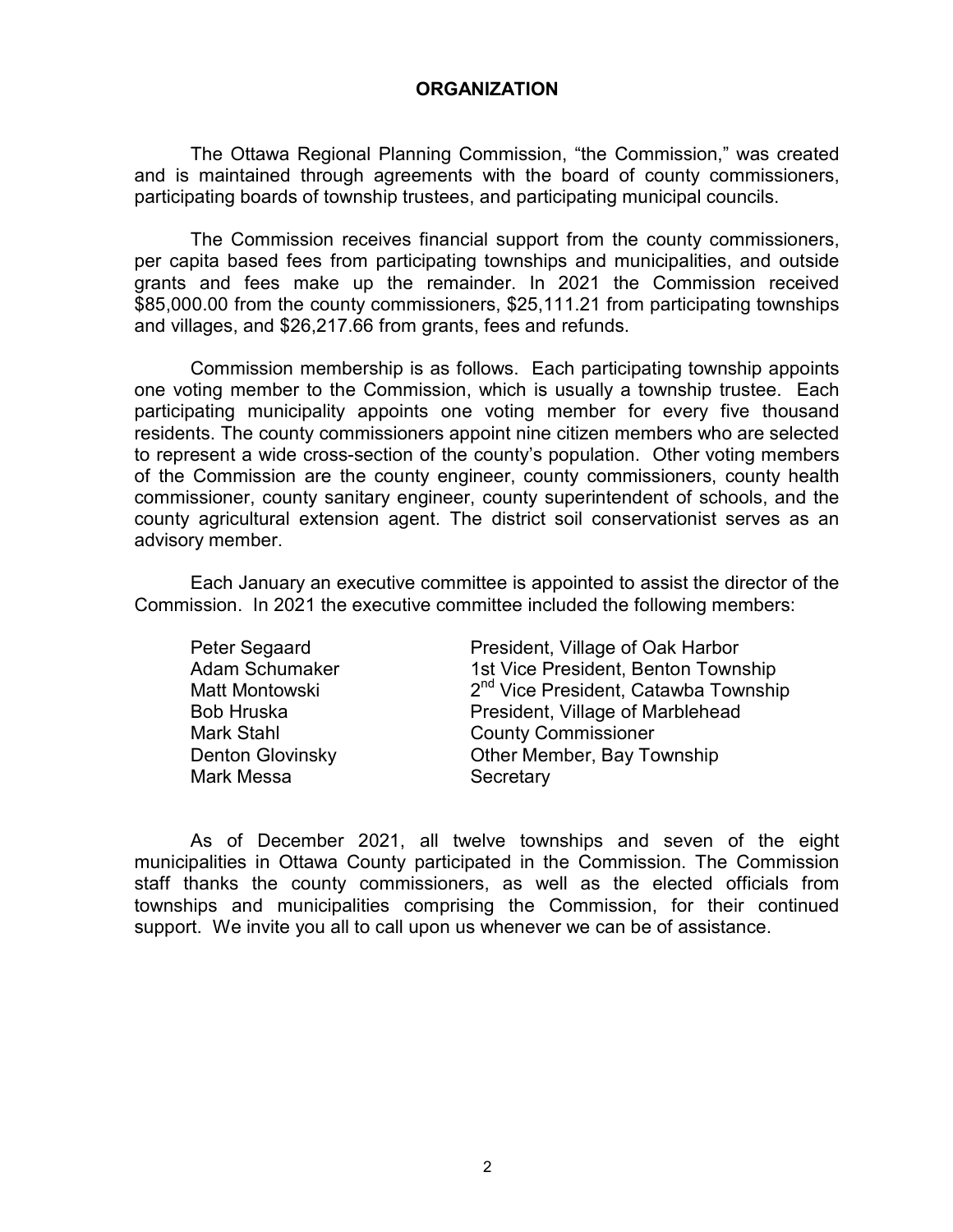## ORGANIZATION

The Ottawa Regional Planning Commission, "the Commission," was created and is maintained through agreements with the board of county commissioners, participating boards of township trustees, and participating municipal councils.

The Commission receives financial support from the county commissioners, per capita based fees from participating townships and municipalities, and outside grants and fees make up the remainder. In 2021 the Commission received $85,000.00 from the county commissioners, $25,111.21 from participating townships and villages, and $26,217.66 from grants, fees and refunds.

Commission membership is as follows. Each participating township appoints one voting member to the Commission, which is usually a township trustee. Each participating municipality appoints one voting member for every five thousand residents. The county commissioners appoint nine citizen members who are selected to represent a wide cross-section of the county's population. Other voting members of the Commission are the county engineer, county commissioners, county health commissioner, county sanitary engineer, county superintendent of schools, and the county agricultural extension agent. The district soil conservationist serves as an advisory member.

Each January an executive committee is appointed to assist the director of the Commission. In 2021 the executive committee included the following members:

| | |
|---|---|
| Peter Segaard | President, Village of Oak Harbor |
| Adam Schumaker | 1st Vice President, Benton Township |
| Matt Montowski | 2nd Vice President, Catawba Township |
| Bob Hruska | President, Village of Marblehead |
| Mark Stahl | County Commissioner |
| Denton Glovinsky | Other Member, Bay Township |
| Mark Messa | Secretary |

As of December 2021, all twelve townships and seven of the eight municipalities in Ottawa County participated in the Commission. The Commission staff thanks the county commissioners, as well as the elected officials from townships and municipalities comprising the Commission, for their continued support. We invite you all to call upon us whenever we can be of assistance.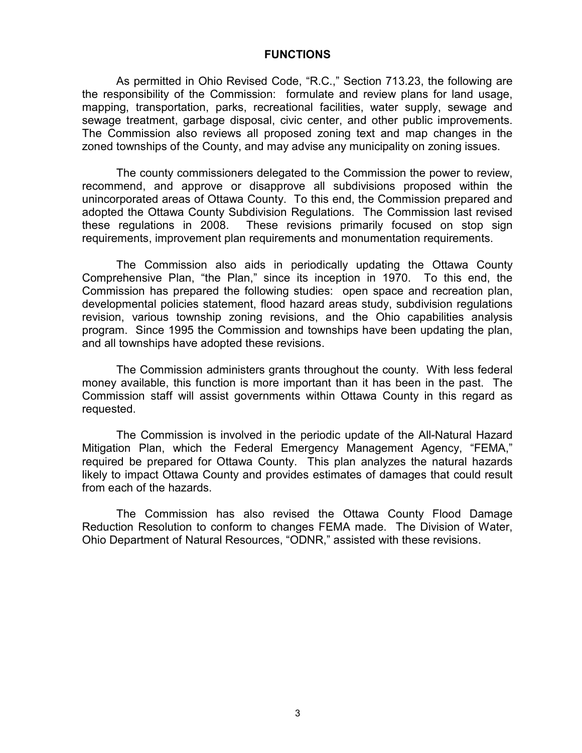## FUNCTIONS

As permitted in Ohio Revised Code, "R.C.," Section 713.23, the following are the responsibility of the Commission: formulate and review plans for land usage, mapping, transportation, parks, recreational facilities, water supply, sewage and sewage treatment, garbage disposal, civic center, and other public improvements. The Commission also reviews all proposed zoning text and map changes in the zoned townships of the County, and may advise any municipality on zoning issues.

The county commissioners delegated to the Commission the power to review, recommend, and approve or disapprove all subdivisions proposed within the unincorporated areas of Ottawa County. To this end, the Commission prepared and adopted the Ottawa County Subdivision Regulations. The Commission last revised these regulations in 2008. These revisions primarily focused on stop sign requirements, improvement plan requirements and monumentation requirements.

The Commission also aids in periodically updating the Ottawa County Comprehensive Plan, "the Plan," since its inception in 1970. To this end, the Commission has prepared the following studies: open space and recreation plan, developmental policies statement, flood hazard areas study, subdivision regulations revision, various township zoning revisions, and the Ohio capabilities analysis program. Since 1995 the Commission and townships have been updating the plan, and all townships have adopted these revisions.

The Commission administers grants throughout the county. With less federal money available, this function is more important than it has been in the past. The Commission staff will assist governments within Ottawa County in this regard as requested.

The Commission is involved in the periodic update of the All-Natural Hazard Mitigation Plan, which the Federal Emergency Management Agency, "FEMA," required be prepared for Ottawa County. This plan analyzes the natural hazards likely to impact Ottawa County and provides estimates of damages that could result from each of the hazards.

The Commission has also revised the Ottawa County Flood Damage Reduction Resolution to conform to changes FEMA made. The Division of Water, Ohio Department of Natural Resources, "ODNR," assisted with these revisions.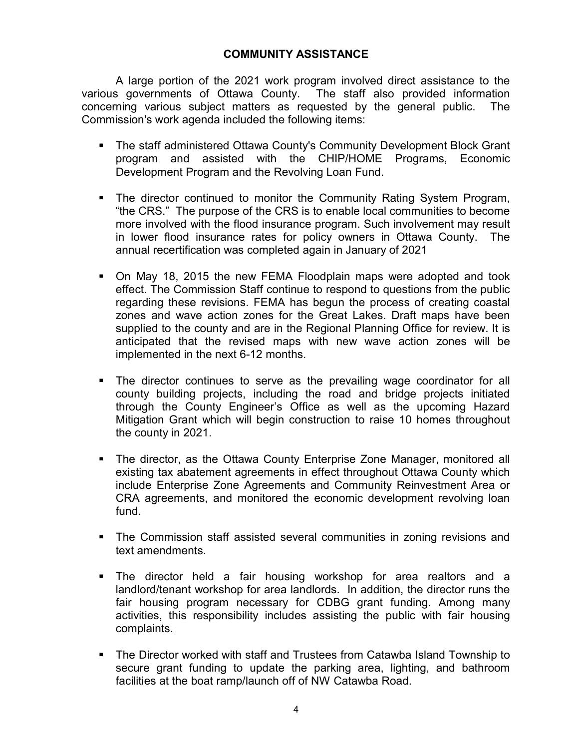## COMMUNITY ASSISTANCE

A large portion of the 2021 work program involved direct assistance to the various governments of Ottawa County. The staff also provided information concerning various subject matters as requested by the general public. The Commission's work agenda included the following items:

- The staff administered Ottawa County's Community Development Block Grant program and assisted with the CHIP/HOME Programs, Economic Development Program and the Revolving Loan Fund.

- The director continued to monitor the Community Rating System Program, "the CRS." The purpose of the CRS is to enable local communities to become more involved with the flood insurance program. Such involvement may result in lower flood insurance rates for policy owners in Ottawa County. The annual recertification was completed again in January of 2021

- On May 18, 2015 the new FEMA Floodplain maps were adopted and took effect. The Commission Staff continue to respond to questions from the public regarding these revisions. FEMA has begun the process of creating coastal zones and wave action zones for the Great Lakes. Draft maps have been supplied to the county and are in the Regional Planning Office for review. It is anticipated that the revised maps with new wave action zones will be implemented in the next 6-12 months.

- The director continues to serve as the prevailing wage coordinator for all county building projects, including the road and bridge projects initiated through the County Engineer's Office as well as the upcoming Hazard Mitigation Grant which will begin construction to raise 10 homes throughout the county in 2021.

- The director, as the Ottawa County Enterprise Zone Manager, monitored all existing tax abatement agreements in effect throughout Ottawa County which include Enterprise Zone Agreements and Community Reinvestment Area or CRA agreements, and monitored the economic development revolving loan fund.

- The Commission staff assisted several communities in zoning revisions and text amendments.

- The director held a fair housing workshop for area realtors and a landlord/tenant workshop for area landlords. In addition, the director runs the fair housing program necessary for CDBG grant funding. Among many activities, this responsibility includes assisting the public with fair housing complaints.

- The Director worked with staff and Trustees from Catawba Island Township to secure grant funding to update the parking area, lighting, and bathroom facilities at the boat ramp/launch off of NW Catawba Road.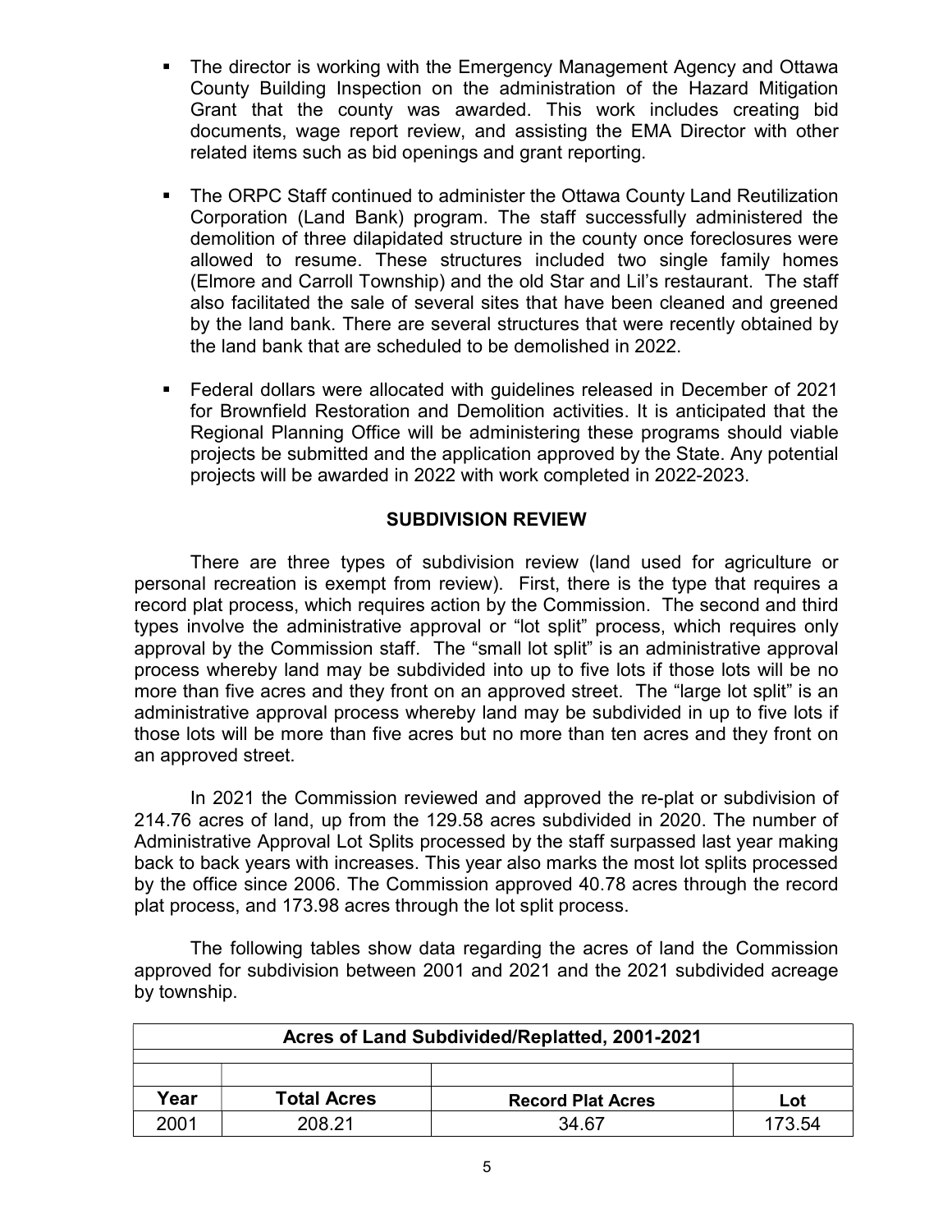- The director is working with the Emergency Management Agency and Ottawa County Building Inspection on the administration of the Hazard Mitigation Grant that the county was awarded. This work includes creating bid documents, wage report review, and assisting the EMA Director with other related items such as bid openings and grant reporting.

- The ORPC Staff continued to administer the Ottawa County Land Reutilization Corporation (Land Bank) program. The staff successfully administered the demolition of three dilapidated structure in the county once foreclosures were allowed to resume. These structures included two single family homes (Elmore and Carroll Township) and the old Star and Lil's restaurant. The staff also facilitated the sale of several sites that have been cleaned and greened by the land bank. There are several structures that were recently obtained by the land bank that are scheduled to be demolished in 2022.

- Federal dollars were allocated with guidelines released in December of 2021 for Brownfield Restoration and Demolition activities. It is anticipated that the Regional Planning Office will be administering these programs should viable projects be submitted and the application approved by the State. Any potential projects will be awarded in 2022 with work completed in 2022-2023.

## SUBDIVISION REVIEW

There are three types of subdivision review (land used for agriculture or personal recreation is exempt from review). First, there is the type that requires a record plat process, which requires action by the Commission. The second and third types involve the administrative approval or "lot split" process, which requires only approval by the Commission staff. The "small lot split" is an administrative approval process whereby land may be subdivided into up to five lots if those lots will be no more than five acres and they front on an approved street. The "large lot split" is an administrative approval process whereby land may be subdivided in up to five lots if those lots will be more than five acres but no more than ten acres and they front on an approved street.

In 2021 the Commission reviewed and approved the re-plat or subdivision of 214.76 acres of land, up from the 129.58 acres subdivided in 2020. The number of Administrative Approval Lot Splits processed by the staff surpassed last year making back to back years with increases. This year also marks the most lot splits processed by the office since 2006. The Commission approved 40.78 acres through the record plat process, and 173.98 acres through the lot split process.

The following tables show data regarding the acres of land the Commission approved for subdivision between 2001 and 2021 and the 2021 subdivided acreage by township.

| Acres of Land Subdivided/Replatted, 2001-2021 | | | |
|---|---|---|---|
| Year | Total Acres | Record Plat Acres | Lot |
| 2001 | 208.21 | 34.67 | 173.54 |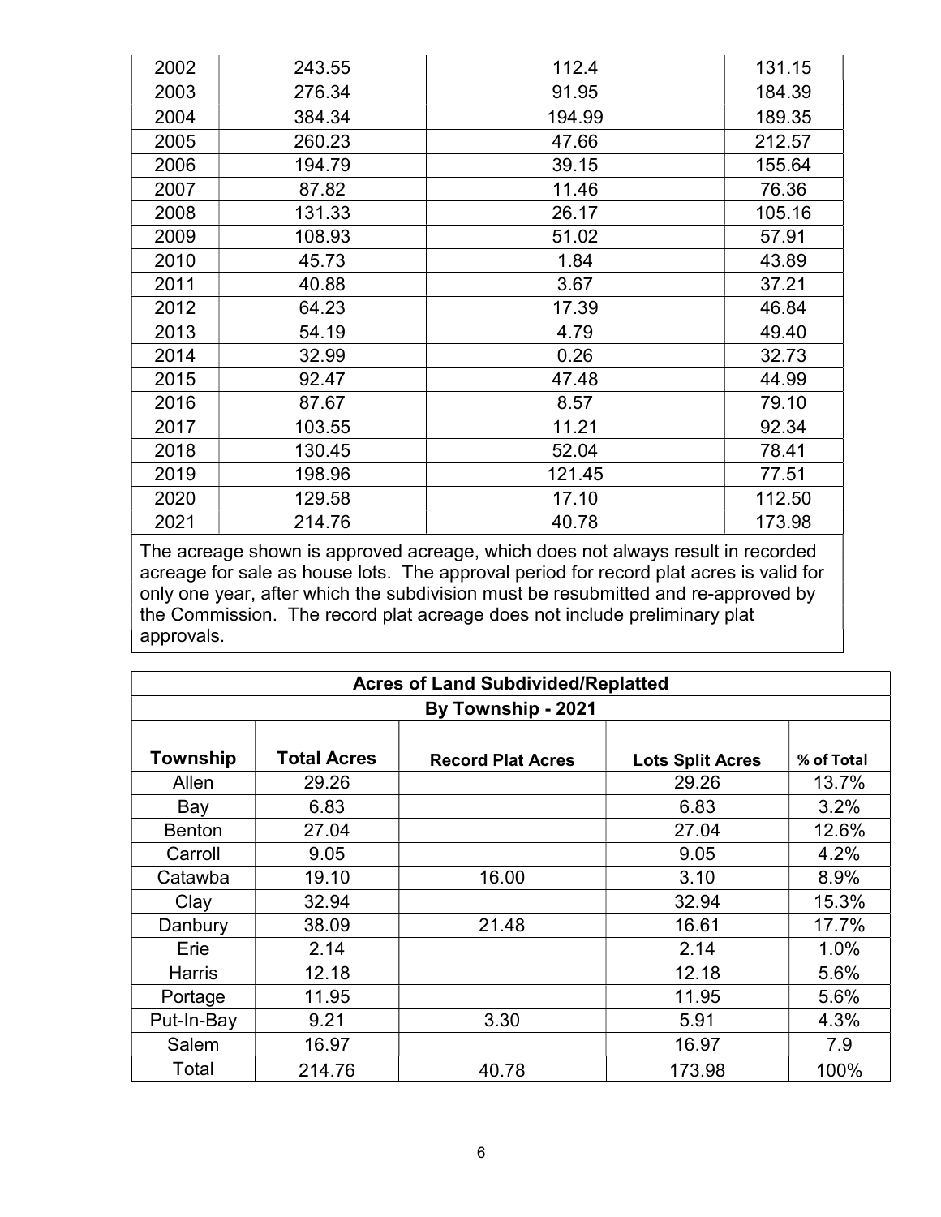| | | | |
|---|---|---|---|
| 2002 | 243.55 | 112.4 | 131.15 |
| 2003 | 276.34 | 91.95 | 184.39 |
| 2004 | 384.34 | 194.99 | 189.35 |
| 2005 | 260.23 | 47.66 | 212.57 |
| 2006 | 194.79 | 39.15 | 155.64 |
| 2007 | 87.82 | 11.46 | 76.36 |
| 2008 | 131.33 | 26.17 | 105.16 |
| 2009 | 108.93 | 51.02 | 57.91 |
| 2010 | 45.73 | 1.84 | 43.89 |
| 2011 | 40.88 | 3.67 | 37.21 |
| 2012 | 64.23 | 17.39 | 46.84 |
| 2013 | 54.19 | 4.79 | 49.40 |
| 2014 | 32.99 | 0.26 | 32.73 |
| 2015 | 92.47 | 47.48 | 44.99 |
| 2016 | 87.67 | 8.57 | 79.10 |
| 2017 | 103.55 | 11.21 | 92.34 |
| 2018 | 130.45 | 52.04 | 78.41 |
| 2019 | 198.96 | 121.45 | 77.51 |
| 2020 | 129.58 | 17.10 | 112.50 |
| 2021 | 214.76 | 40.78 | 173.98 |

The acreage shown is approved acreage, which does not always result in recorded acreage for sale as house lots. The approval period for record plat acres is valid for only one year, after which the subdivision must be resubmitted and re-approved by the Commission. The record plat acreage does not include preliminary plat approvals.

| Acres of Land Subdivided/Replatted By Township - 2021 | | | | |
|---|---|---|---|---|
| **Township** | **Total Acres** | **Record Plat Acres** | **Lots Split Acres** | **% of Total** |
| Allen | 29.26 | | 29.26 | 13.7% |
| Bay | 6.83 | | 6.83 | 3.2% |
| Benton | 27.04 | | 27.04 | 12.6% |
| Carroll | 9.05 | | 9.05 | 4.2% |
| Catawba | 19.10 | 16.00 | 3.10 | 8.9% |
| Clay | 32.94 | | 32.94 | 15.3% |
| Danbury | 38.09 | 21.48 | 16.61 | 17.7% |
| Erie | 2.14 | | 2.14 | 1.0% |
| Harris | 12.18 | | 12.18 | 5.6% |
| Portage | 11.95 | | 11.95 | 5.6% |
| Put-In-Bay | 9.21 | 3.30 | 5.91 | 4.3% |
| Salem | 16.97 | | 16.97 | 7.9 |
| Total | 214.76 | 40.78 | 173.98 | 100% |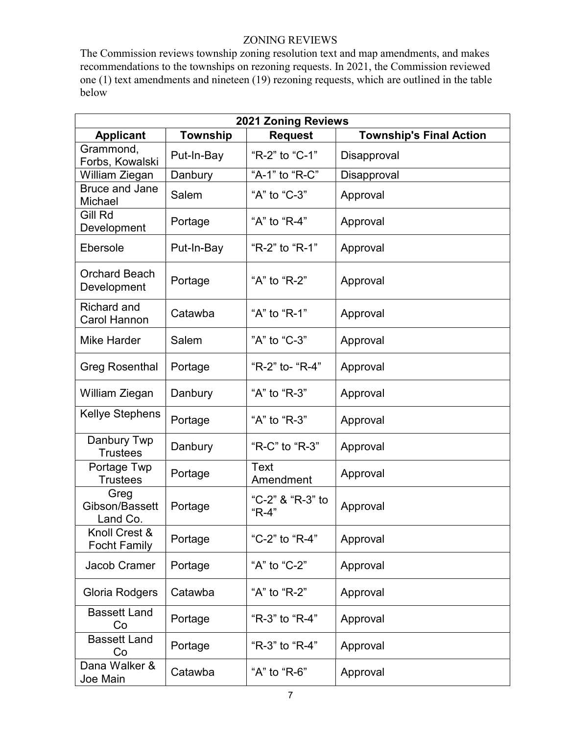## ZONING REVIEWS

The Commission reviews township zoning resolution text and map amendments, and makes recommendations to the townships on rezoning requests. In 2021, the Commission reviewed one (1) text amendments and nineteen (19) rezoning requests, which are outlined in the table below

| 2021 Zoning Reviews | | | |
|---|---|---|---|
| **Applicant** | **Township** | **Request** | **Township's Final Action** |
| Grammond, Forbs, Kowalski | Put-In-Bay | "R-2" to "C-1" | Disapproval |
| William Ziegan | Danbury | "A-1" to "R-C" | Disapproval |
| Bruce and Jane Michael | Salem | "A" to "C-3" | Approval |
| Gill Rd Development | Portage | "A" to "R-4" | Approval |
| Ebersole | Put-In-Bay | "R-2" to "R-1" | Approval |
| Orchard Beach Development | Portage | "A" to "R-2" | Approval |
| Richard and Carol Hannon | Catawba | "A" to "R-1" | Approval |
| Mike Harder | Salem | "A" to "C-3" | Approval |
| Greg Rosenthal | Portage | "R-2" to- "R-4" | Approval |
| William Ziegan | Danbury | "A" to "R-3" | Approval |
| Kellye Stephens | Portage | "A" to "R-3" | Approval |
| Danbury Twp Trustees | Danbury | "R-C" to "R-3" | Approval |
| Portage Twp Trustees | Portage | Text Amendment | Approval |
| Greg Gibson/Bassett Land Co. | Portage | "C-2" & "R-3" to "R-4" | Approval |
| Knoll Crest & Focht Family | Portage | "C-2" to "R-4" | Approval |
| Jacob Cramer | Portage | "A" to "C-2" | Approval |
| Gloria Rodgers | Catawba | "A" to "R-2" | Approval |
| Bassett Land Co | Portage | "R-3" to "R-4" | Approval |
| Bassett Land Co | Portage | "R-3" to "R-4" | Approval |
| Dana Walker & Joe Main | Catawba | "A" to "R-6" | Approval |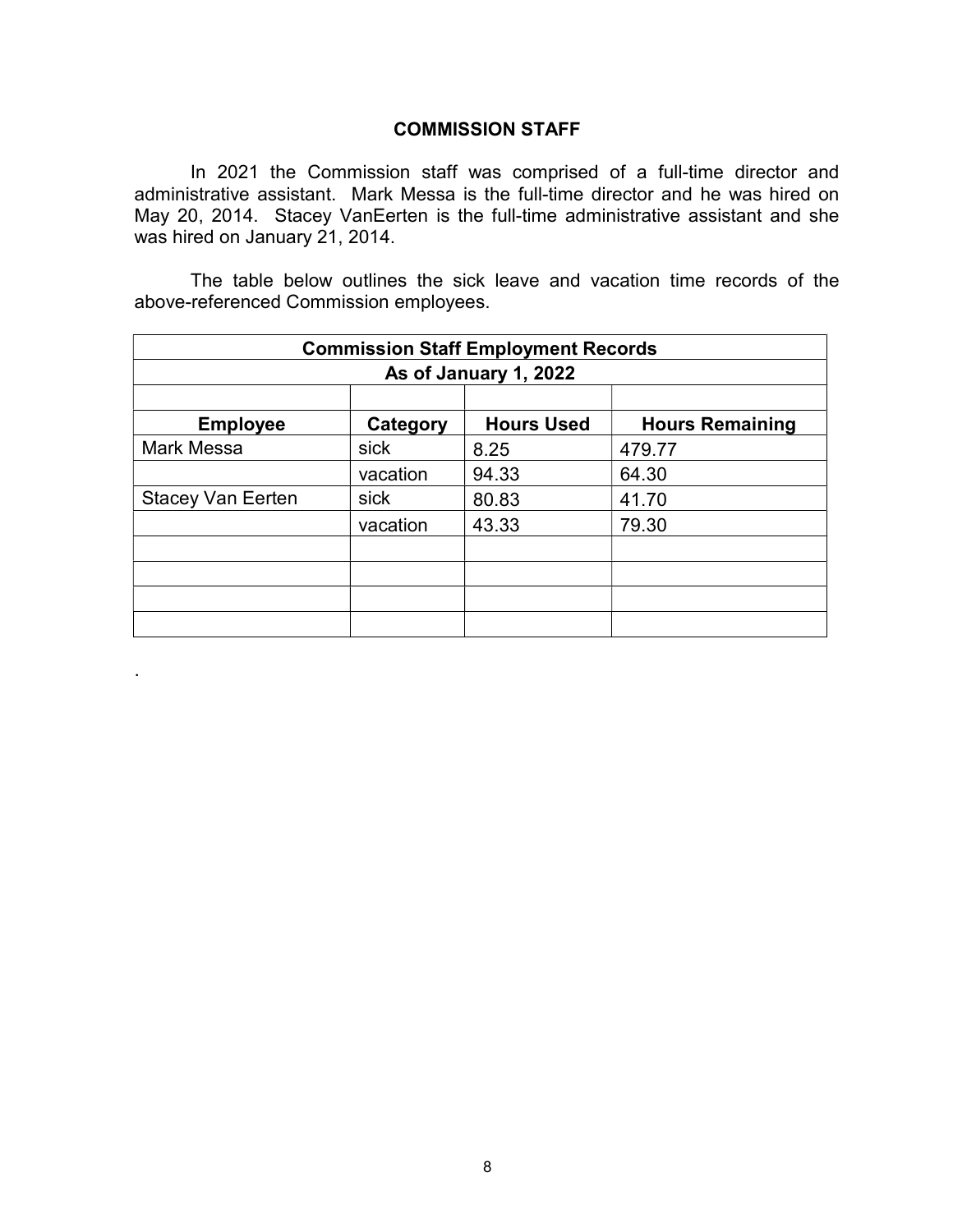## COMMISSION STAFF

In 2021 the Commission staff was comprised of a full-time director and administrative assistant. Mark Messa is the full-time director and he was hired on May 20, 2014. Stacey VanEerten is the full-time administrative assistant and she was hired on January 21, 2014.

The table below outlines the sick leave and vacation time records of the above-referenced Commission employees.

| Commission Staff Employment Records | | | |
|---|---|---|---|
| As of January 1, 2022 | | | |
| | | | |
| **Employee** | **Category** | **Hours Used** | **Hours Remaining** |
| Mark Messa | sick | 8.25 | 479.77 |
| | vacation | 94.33 | 64.30 |
| Stacey Van Eerten | sick | 80.83 | 41.70 |
| | vacation | 43.33 | 79.30 |
| | | | |
| | | | |
| | | | |
| | | | |

.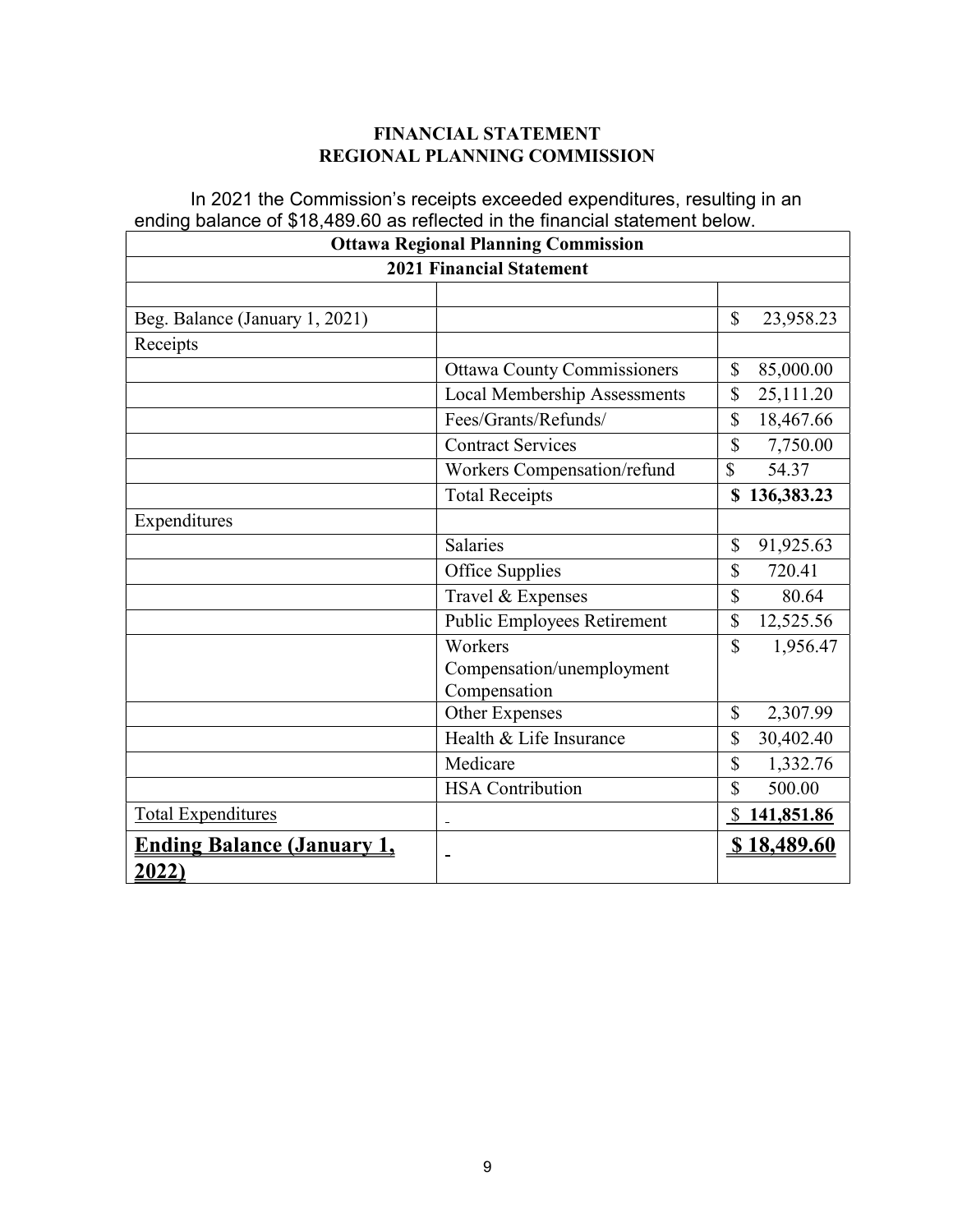# FINANCIAL STATEMENT
# REGIONAL PLANNING COMMISSION

In 2021 the Commission's receipts exceeded expenditures, resulting in an ending balance of $18,489.60 as reflected in the financial statement below.

| | | |
|---|---|---|
| **Ottawa Regional Planning Commission** | | |
| **2021 Financial Statement** | | |
| | | |
| Beg. Balance (January 1, 2021) | | $ 23,958.23 |
| Receipts | | |
| | Ottawa County Commissioners | $ 85,000.00 |
| | Local Membership Assessments | $ 25,111.20 |
| | Fees/Grants/Refunds/ | $ 18,467.66 |
| | Contract Services | $ 7,750.00 |
| | Workers Compensation/refund | $ 54.37 |
| | Total Receipts | **$ 136,383.23** |
| Expenditures | | |
| | Salaries | $ 91,925.63 |
| | Office Supplies | $ 720.41 |
| | Travel & Expenses | $ 80.64 |
| | Public Employees Retirement | $ 12,525.56 |
| | Workers Compensation/unemployment Compensation | $ 1,956.47 |
| | Other Expenses | $ 2,307.99 |
| | Health & Life Insurance | $ 30,402.40 |
| | Medicare | $ 1,332.76 |
| | HSA Contribution | $ 500.00 |
| Total Expenditures | - | $ **141,851.86** |
| **Ending Balance (January 1, 2022)** | - | **$ 18,489.60** |